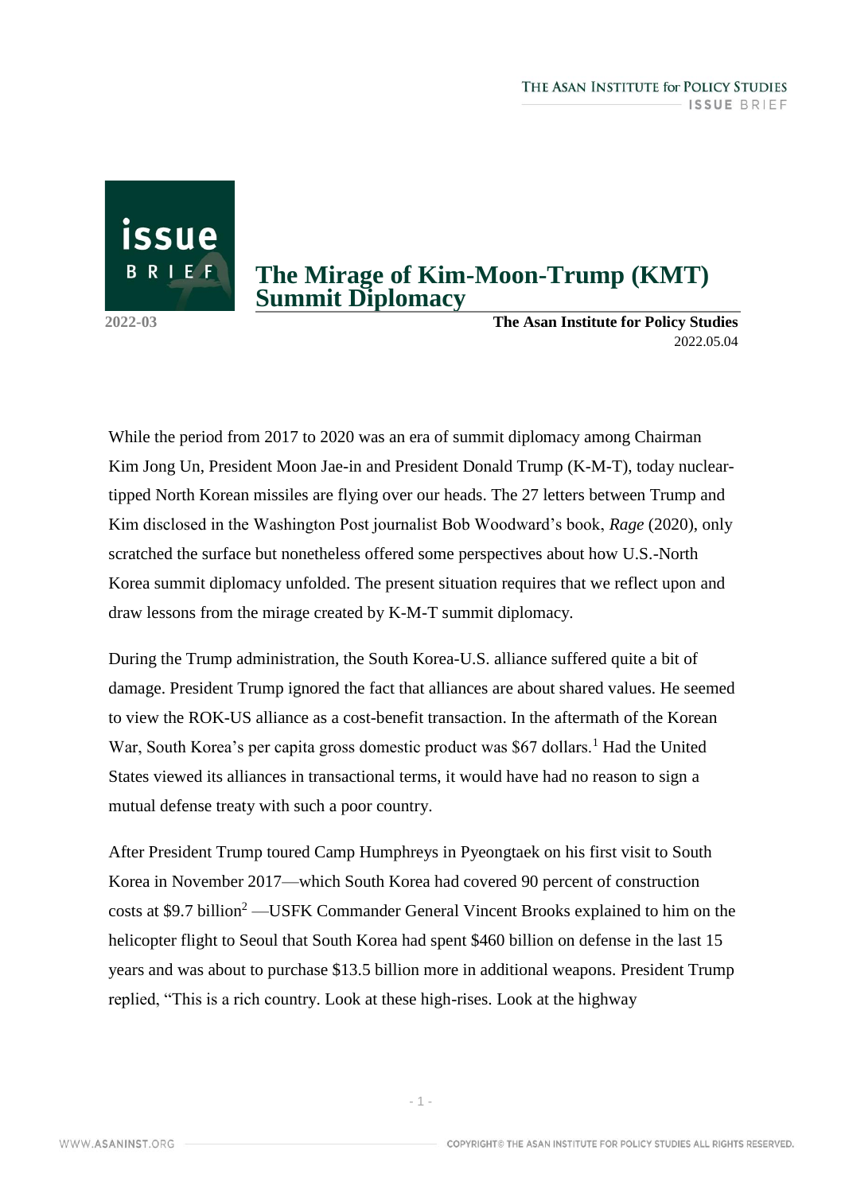# The Mirage of Kim-Moon-Trump (KMT) Summit Diplomacy

2022-03

**The Asan Institute for Policy Studies**
2022.05.04

While the period from 2017 to 2020 was an era of summit diplomacy among Chairman Kim Jong Un, President Moon Jae-in and President Donald Trump (K-M-T), today nuclear-tipped North Korean missiles are flying over our heads. The 27 letters between Trump and Kim disclosed in the Washington Post journalist Bob Woodward's book, *Rage* (2020), only scratched the surface but nonetheless offered some perspectives about how U.S.-North Korea summit diplomacy unfolded. The present situation requires that we reflect upon and draw lessons from the mirage created by K-M-T summit diplomacy.

During the Trump administration, the South Korea-U.S. alliance suffered quite a bit of damage. President Trump ignored the fact that alliances are about shared values. He seemed to view the ROK-US alliance as a cost-benefit transaction. In the aftermath of the Korean War, South Korea's per capita gross domestic product was $67 dollars.[1] Had the United States viewed its alliances in transactional terms, it would have had no reason to sign a mutual defense treaty with such a poor country.

After President Trump toured Camp Humphreys in Pyeongtaek on his first visit to South Korea in November 2017—which South Korea had covered 90 percent of construction costs at $9.7 billion[2] —USFK Commander General Vincent Brooks explained to him on the helicopter flight to Seoul that South Korea had spent $460 billion on defense in the last 15 years and was about to purchase $13.5 billion more in additional weapons. President Trump replied, "This is a rich country. Look at these high-rises. Look at the highway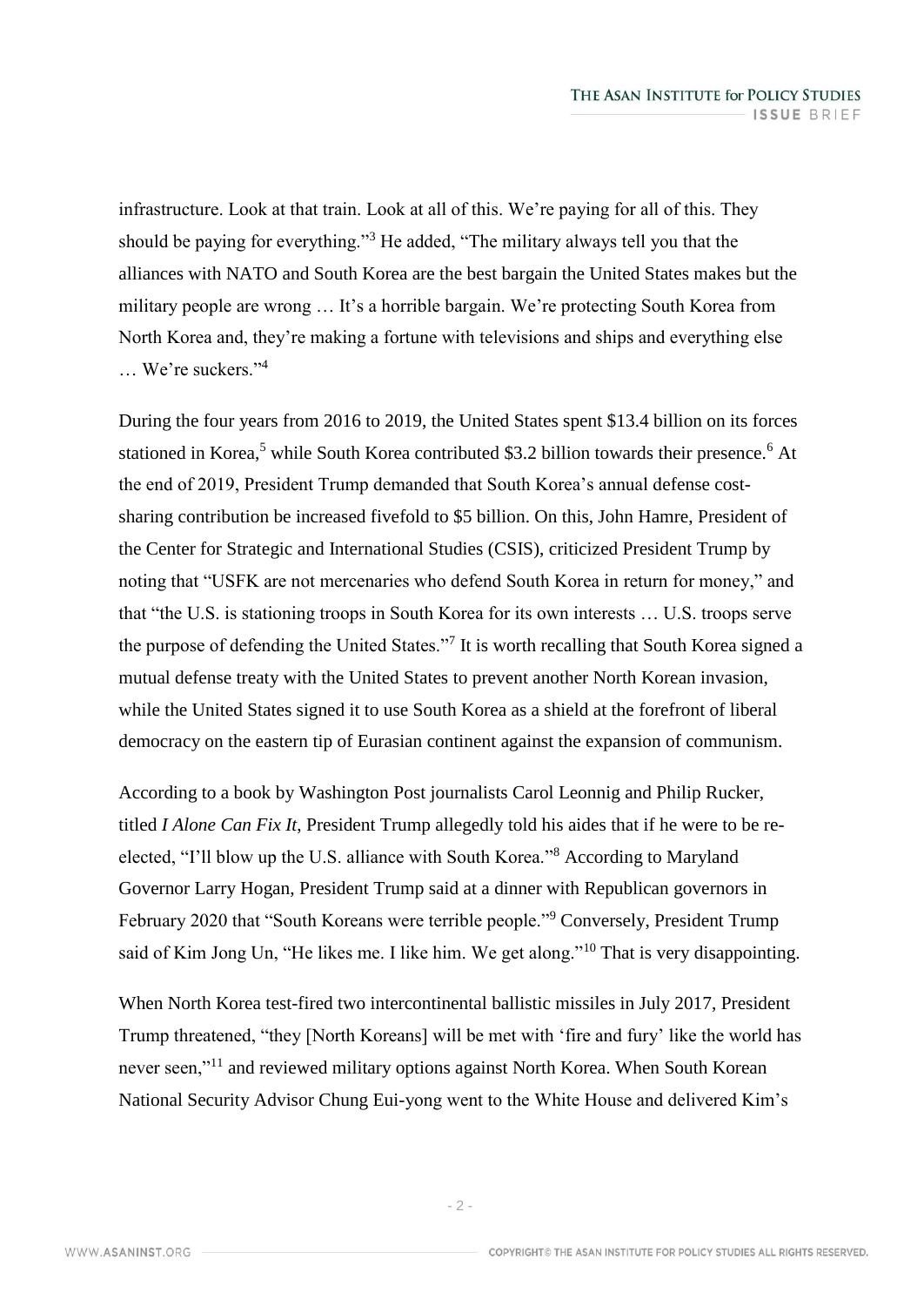infrastructure. Look at that train. Look at all of this. We're paying for all of this. They should be paying for everything."[3] He added, "The military always tell you that the alliances with NATO and South Korea are the best bargain the United States makes but the military people are wrong … It's a horrible bargain. We're protecting South Korea from North Korea and, they're making a fortune with televisions and ships and everything else … We're suckers."[4]

During the four years from 2016 to 2019, the United States spent $13.4 billion on its forces stationed in Korea,[5] while South Korea contributed $3.2 billion towards their presence.[6] At the end of 2019, President Trump demanded that South Korea's annual defense cost-sharing contribution be increased fivefold to $5 billion. On this, John Hamre, President of the Center for Strategic and International Studies (CSIS), criticized President Trump by noting that "USFK are not mercenaries who defend South Korea in return for money," and that "the U.S. is stationing troops in South Korea for its own interests … U.S. troops serve the purpose of defending the United States."[7] It is worth recalling that South Korea signed a mutual defense treaty with the United States to prevent another North Korean invasion, while the United States signed it to use South Korea as a shield at the forefront of liberal democracy on the eastern tip of Eurasian continent against the expansion of communism.

According to a book by Washington Post journalists Carol Leonnig and Philip Rucker, titled *I Alone Can Fix It*, President Trump allegedly told his aides that if he were to be re-elected, "I'll blow up the U.S. alliance with South Korea."[8] According to Maryland Governor Larry Hogan, President Trump said at a dinner with Republican governors in February 2020 that "South Koreans were terrible people."[9] Conversely, President Trump said of Kim Jong Un, "He likes me. I like him. We get along."[10] That is very disappointing.

When North Korea test-fired two intercontinental ballistic missiles in July 2017, President Trump threatened, "they [North Koreans] will be met with 'fire and fury' like the world has never seen,"[11] and reviewed military options against North Korea. When South Korean National Security Advisor Chung Eui-yong went to the White House and delivered Kim's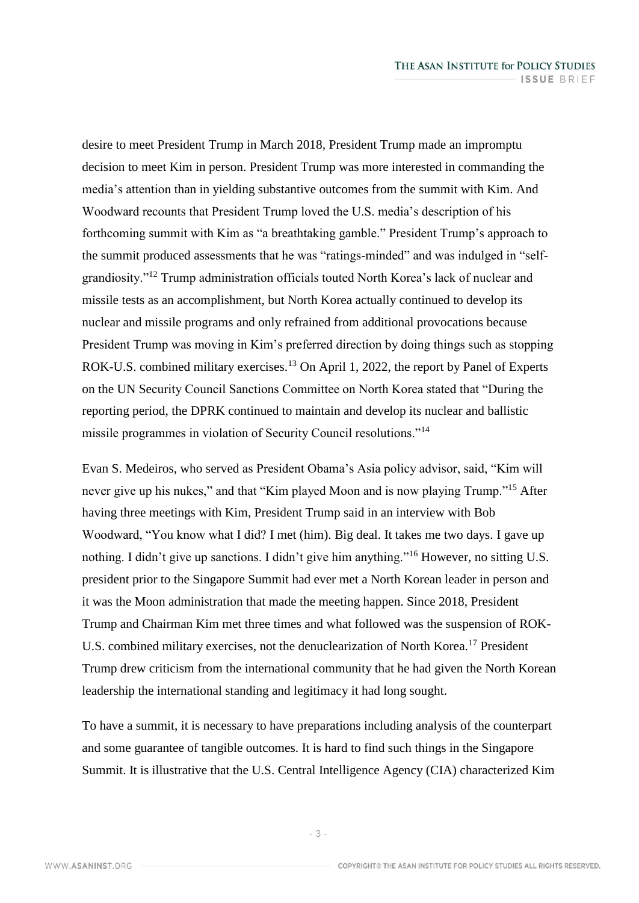desire to meet President Trump in March 2018, President Trump made an impromptu decision to meet Kim in person. President Trump was more interested in commanding the media's attention than in yielding substantive outcomes from the summit with Kim. And Woodward recounts that President Trump loved the U.S. media's description of his forthcoming summit with Kim as "a breathtaking gamble." President Trump's approach to the summit produced assessments that he was "ratings-minded" and was indulged in "self-grandiosity."[12] Trump administration officials touted North Korea's lack of nuclear and missile tests as an accomplishment, but North Korea actually continued to develop its nuclear and missile programs and only refrained from additional provocations because President Trump was moving in Kim's preferred direction by doing things such as stopping ROK-U.S. combined military exercises.[13] On April 1, 2022, the report by Panel of Experts on the UN Security Council Sanctions Committee on North Korea stated that "During the reporting period, the DPRK continued to maintain and develop its nuclear and ballistic missile programmes in violation of Security Council resolutions."[14]

Evan S. Medeiros, who served as President Obama's Asia policy advisor, said, "Kim will never give up his nukes," and that "Kim played Moon and is now playing Trump."[15] After having three meetings with Kim, President Trump said in an interview with Bob Woodward, "You know what I did? I met (him). Big deal. It takes me two days. I gave up nothing. I didn't give up sanctions. I didn't give him anything."[16] However, no sitting U.S. president prior to the Singapore Summit had ever met a North Korean leader in person and it was the Moon administration that made the meeting happen. Since 2018, President Trump and Chairman Kim met three times and what followed was the suspension of ROK-U.S. combined military exercises, not the denuclearization of North Korea.[17] President Trump drew criticism from the international community that he had given the North Korean leadership the international standing and legitimacy it had long sought.

To have a summit, it is necessary to have preparations including analysis of the counterpart and some guarantee of tangible outcomes. It is hard to find such things in the Singapore Summit. It is illustrative that the U.S. Central Intelligence Agency (CIA) characterized Kim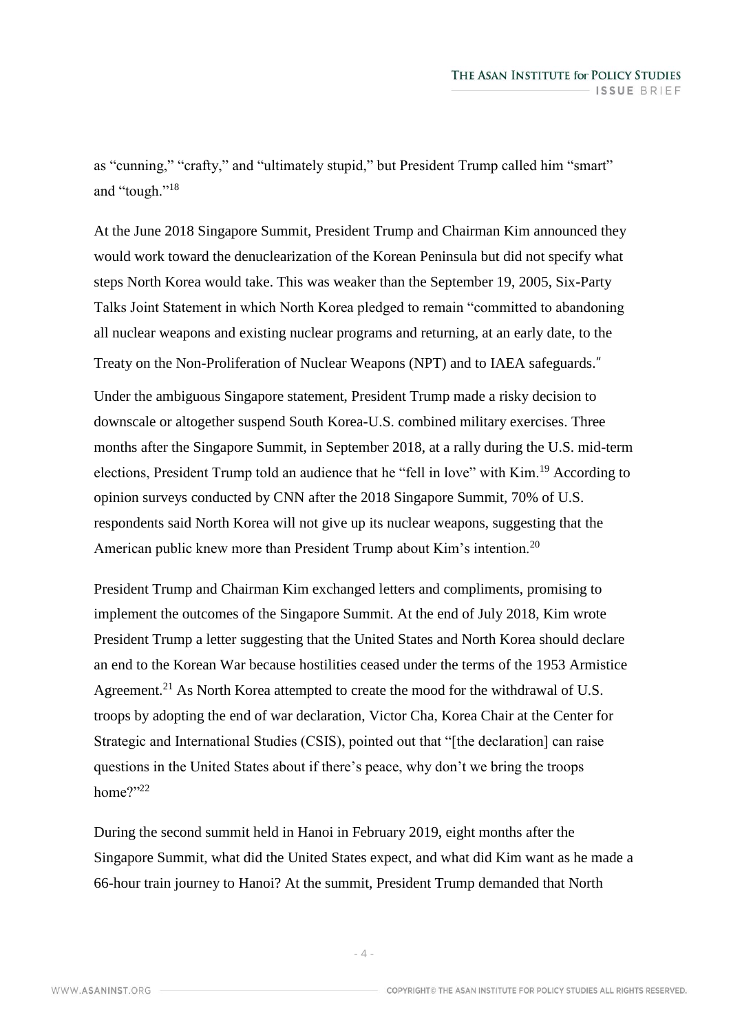as "cunning," "crafty," and "ultimately stupid," but President Trump called him "smart" and "tough."[18]

At the June 2018 Singapore Summit, President Trump and Chairman Kim announced they would work toward the denuclearization of the Korean Peninsula but did not specify what steps North Korea would take. This was weaker than the September 19, 2005, Six-Party Talks Joint Statement in which North Korea pledged to remain "committed to abandoning all nuclear weapons and existing nuclear programs and returning, at an early date, to the Treaty on the Non-Proliferation of Nuclear Weapons (NPT) and to IAEA safeguards."

Under the ambiguous Singapore statement, President Trump made a risky decision to downscale or altogether suspend South Korea-U.S. combined military exercises. Three months after the Singapore Summit, in September 2018, at a rally during the U.S. mid-term elections, President Trump told an audience that he "fell in love" with Kim.[19] According to opinion surveys conducted by CNN after the 2018 Singapore Summit, 70% of U.S. respondents said North Korea will not give up its nuclear weapons, suggesting that the American public knew more than President Trump about Kim's intention.[20]

President Trump and Chairman Kim exchanged letters and compliments, promising to implement the outcomes of the Singapore Summit. At the end of July 2018, Kim wrote President Trump a letter suggesting that the United States and North Korea should declare an end to the Korean War because hostilities ceased under the terms of the 1953 Armistice Agreement.[21] As North Korea attempted to create the mood for the withdrawal of U.S. troops by adopting the end of war declaration, Victor Cha, Korea Chair at the Center for Strategic and International Studies (CSIS), pointed out that "[the declaration] can raise questions in the United States about if there's peace, why don't we bring the troops home?"[22]

During the second summit held in Hanoi in February 2019, eight months after the Singapore Summit, what did the United States expect, and what did Kim want as he made a 66-hour train journey to Hanoi? At the summit, President Trump demanded that North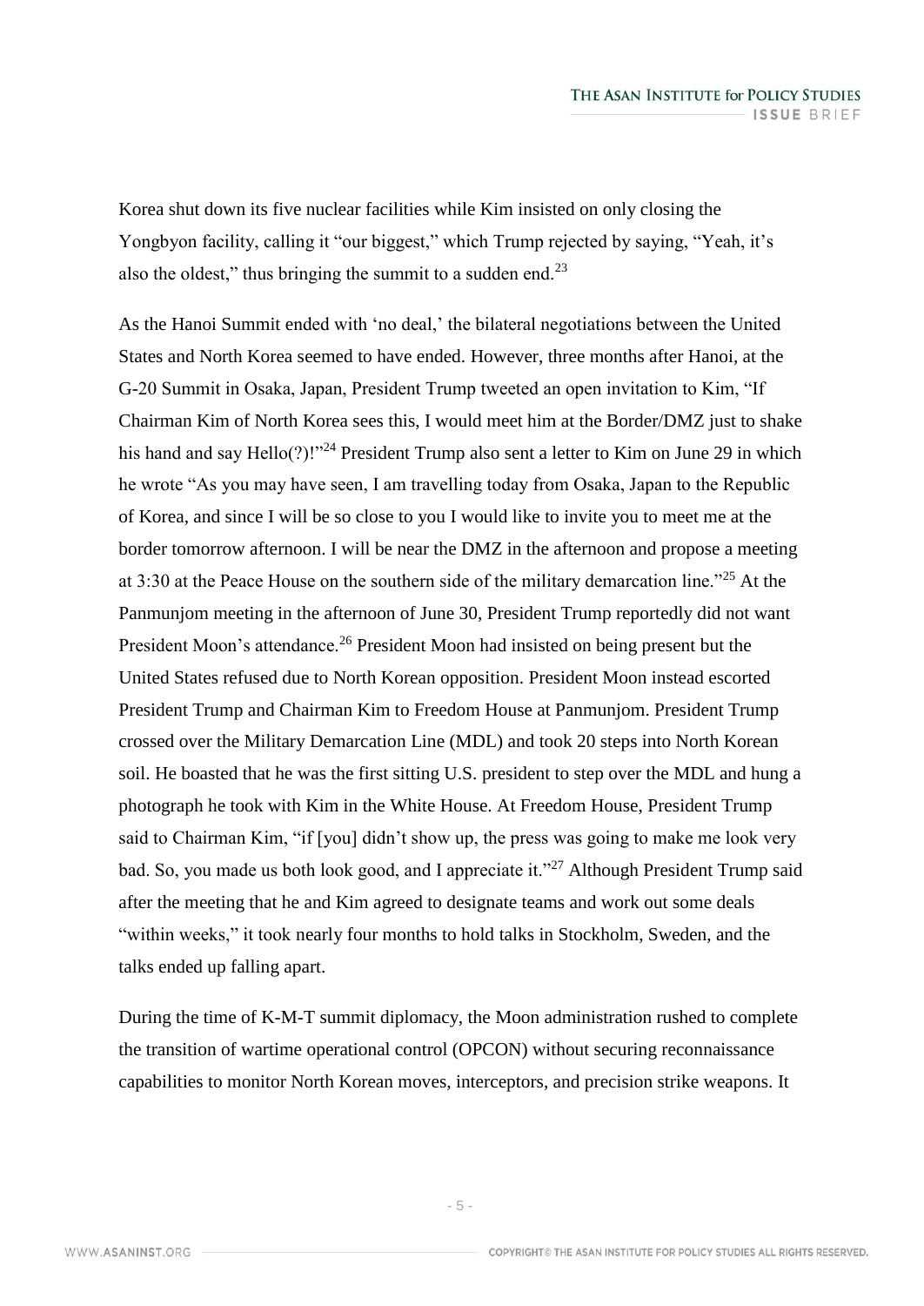Korea shut down its five nuclear facilities while Kim insisted on only closing the Yongbyon facility, calling it "our biggest," which Trump rejected by saying, "Yeah, it's also the oldest," thus bringing the summit to a sudden end.[23]

As the Hanoi Summit ended with 'no deal,' the bilateral negotiations between the United States and North Korea seemed to have ended. However, three months after Hanoi, at the G-20 Summit in Osaka, Japan, President Trump tweeted an open invitation to Kim, "If Chairman Kim of North Korea sees this, I would meet him at the Border/DMZ just to shake his hand and say Hello(?)!"[24] President Trump also sent a letter to Kim on June 29 in which he wrote "As you may have seen, I am travelling today from Osaka, Japan to the Republic of Korea, and since I will be so close to you I would like to invite you to meet me at the border tomorrow afternoon. I will be near the DMZ in the afternoon and propose a meeting at 3:30 at the Peace House on the southern side of the military demarcation line."[25] At the Panmunjom meeting in the afternoon of June 30, President Trump reportedly did not want President Moon's attendance.[26] President Moon had insisted on being present but the United States refused due to North Korean opposition. President Moon instead escorted President Trump and Chairman Kim to Freedom House at Panmunjom. President Trump crossed over the Military Demarcation Line (MDL) and took 20 steps into North Korean soil. He boasted that he was the first sitting U.S. president to step over the MDL and hung a photograph he took with Kim in the White House. At Freedom House, President Trump said to Chairman Kim, "if [you] didn't show up, the press was going to make me look very bad. So, you made us both look good, and I appreciate it."[27] Although President Trump said after the meeting that he and Kim agreed to designate teams and work out some deals "within weeks," it took nearly four months to hold talks in Stockholm, Sweden, and the talks ended up falling apart.

During the time of K-M-T summit diplomacy, the Moon administration rushed to complete the transition of wartime operational control (OPCON) without securing reconnaissance capabilities to monitor North Korean moves, interceptors, and precision strike weapons. It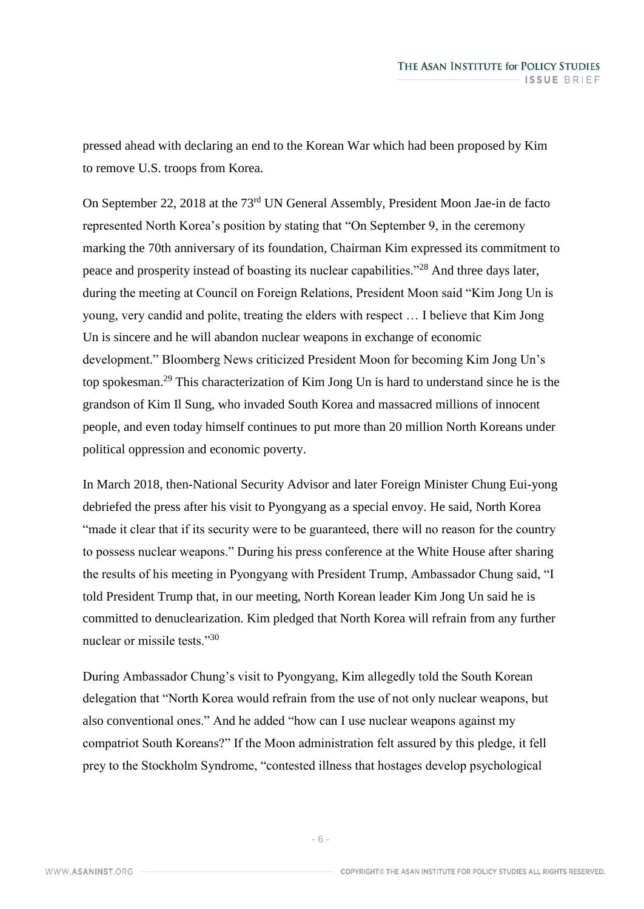pressed ahead with declaring an end to the Korean War which had been proposed by Kim to remove U.S. troops from Korea.

On September 22, 2018 at the 73rd UN General Assembly, President Moon Jae-in de facto represented North Korea's position by stating that "On September 9, in the ceremony marking the 70th anniversary of its foundation, Chairman Kim expressed its commitment to peace and prosperity instead of boasting its nuclear capabilities."[28] And three days later, during the meeting at Council on Foreign Relations, President Moon said "Kim Jong Un is young, very candid and polite, treating the elders with respect … I believe that Kim Jong Un is sincere and he will abandon nuclear weapons in exchange of economic development." Bloomberg News criticized President Moon for becoming Kim Jong Un's top spokesman.[29] This characterization of Kim Jong Un is hard to understand since he is the grandson of Kim Il Sung, who invaded South Korea and massacred millions of innocent people, and even today himself continues to put more than 20 million North Koreans under political oppression and economic poverty.

In March 2018, then-National Security Advisor and later Foreign Minister Chung Eui-yong debriefed the press after his visit to Pyongyang as a special envoy. He said, North Korea "made it clear that if its security were to be guaranteed, there will no reason for the country to possess nuclear weapons." During his press conference at the White House after sharing the results of his meeting in Pyongyang with President Trump, Ambassador Chung said, "I told President Trump that, in our meeting, North Korean leader Kim Jong Un said he is committed to denuclearization. Kim pledged that North Korea will refrain from any further nuclear or missile tests."[30]

During Ambassador Chung's visit to Pyongyang, Kim allegedly told the South Korean delegation that "North Korea would refrain from the use of not only nuclear weapons, but also conventional ones." And he added "how can I use nuclear weapons against my compatriot South Koreans?" If the Moon administration felt assured by this pledge, it fell prey to the Stockholm Syndrome, "contested illness that hostages develop psychological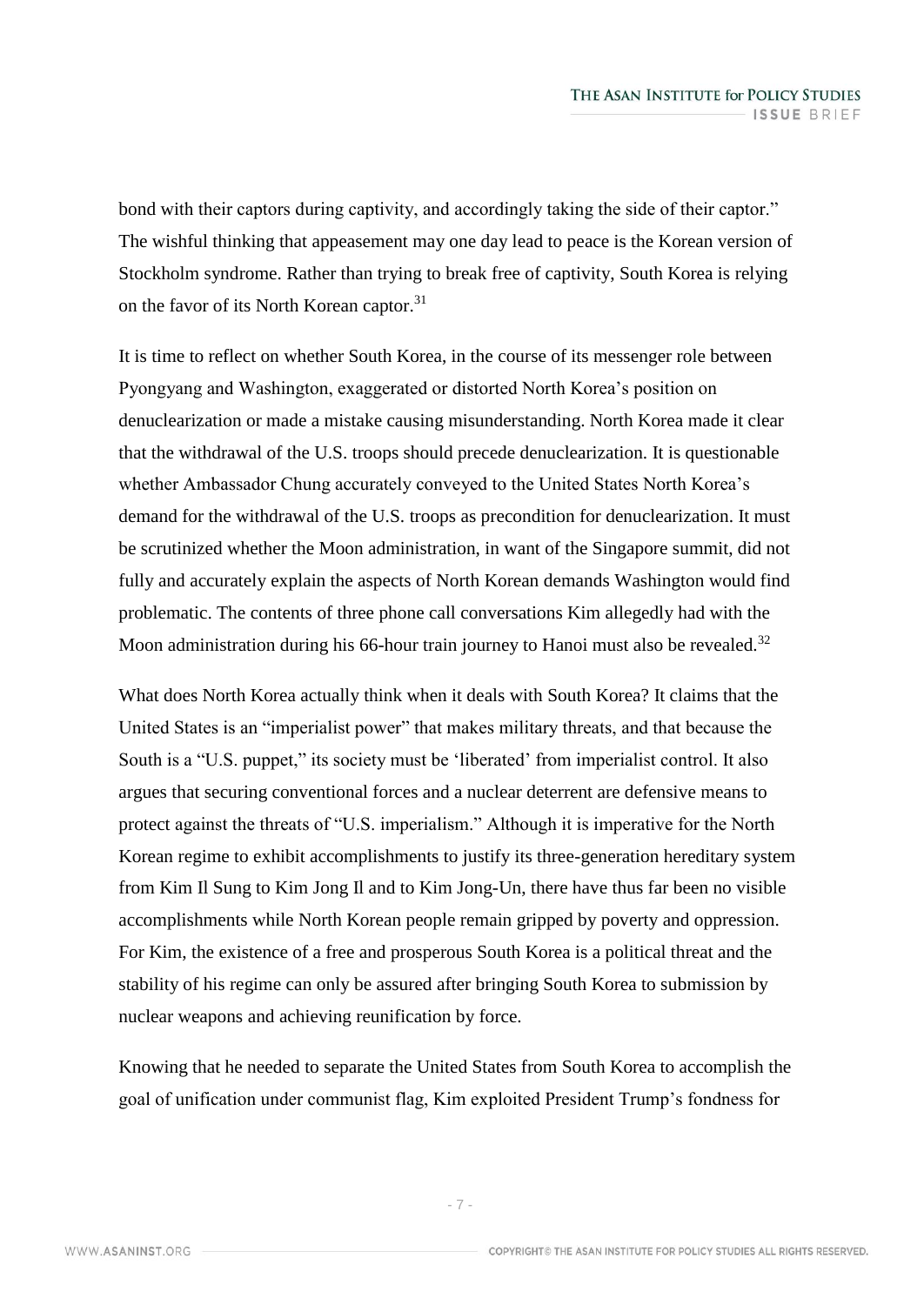bond with their captors during captivity, and accordingly taking the side of their captor." The wishful thinking that appeasement may one day lead to peace is the Korean version of Stockholm syndrome. Rather than trying to break free of captivity, South Korea is relying on the favor of its North Korean captor.[31]

It is time to reflect on whether South Korea, in the course of its messenger role between Pyongyang and Washington, exaggerated or distorted North Korea's position on denuclearization or made a mistake causing misunderstanding. North Korea made it clear that the withdrawal of the U.S. troops should precede denuclearization. It is questionable whether Ambassador Chung accurately conveyed to the United States North Korea's demand for the withdrawal of the U.S. troops as precondition for denuclearization. It must be scrutinized whether the Moon administration, in want of the Singapore summit, did not fully and accurately explain the aspects of North Korean demands Washington would find problematic. The contents of three phone call conversations Kim allegedly had with the Moon administration during his 66-hour train journey to Hanoi must also be revealed.[32]

What does North Korea actually think when it deals with South Korea? It claims that the United States is an "imperialist power" that makes military threats, and that because the South is a "U.S. puppet," its society must be 'liberated' from imperialist control. It also argues that securing conventional forces and a nuclear deterrent are defensive means to protect against the threats of "U.S. imperialism." Although it is imperative for the North Korean regime to exhibit accomplishments to justify its three-generation hereditary system from Kim Il Sung to Kim Jong Il and to Kim Jong-Un, there have thus far been no visible accomplishments while North Korean people remain gripped by poverty and oppression. For Kim, the existence of a free and prosperous South Korea is a political threat and the stability of his regime can only be assured after bringing South Korea to submission by nuclear weapons and achieving reunification by force.

Knowing that he needed to separate the United States from South Korea to accomplish the goal of unification under communist flag, Kim exploited President Trump's fondness for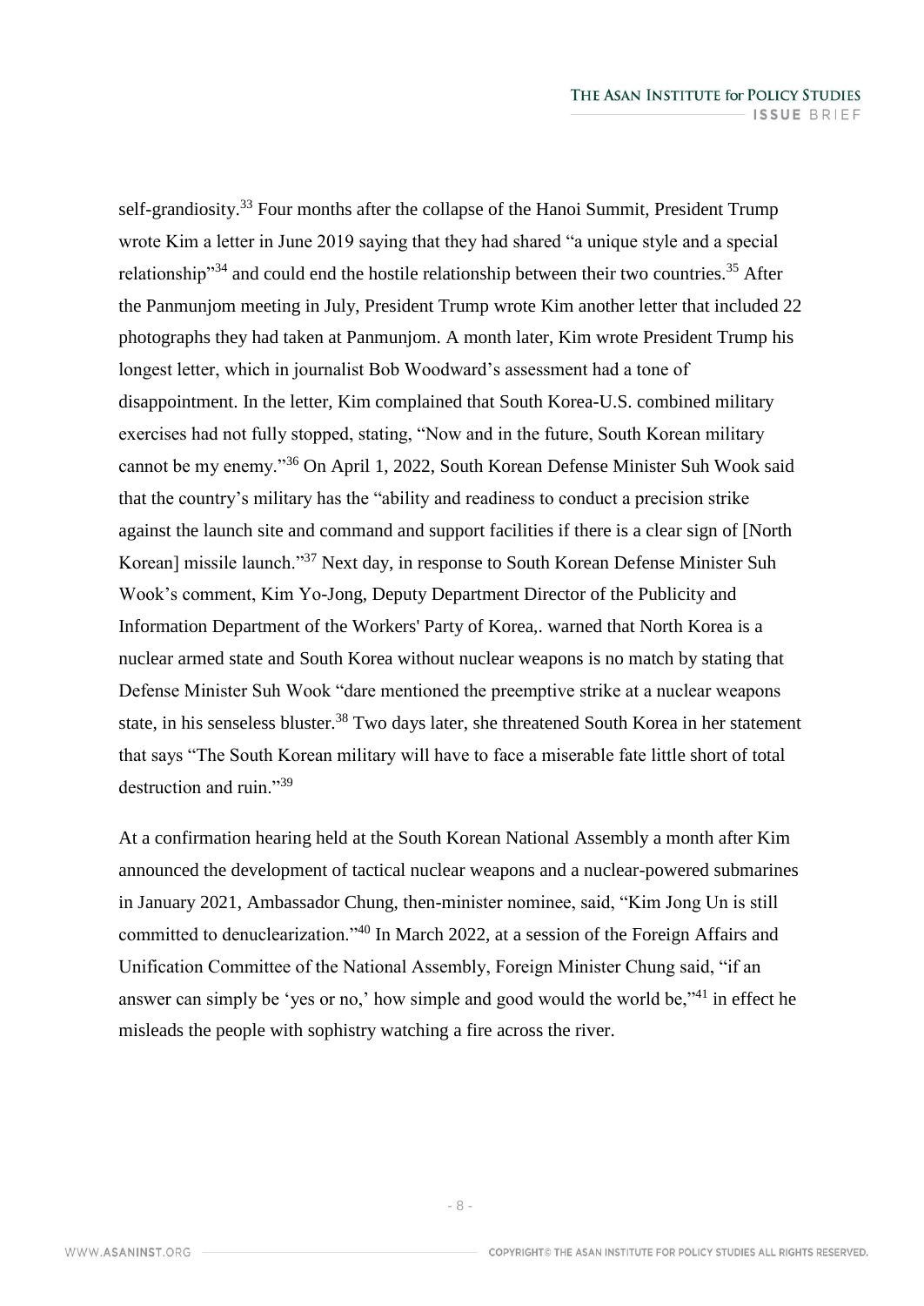self-grandiosity.[33] Four months after the collapse of the Hanoi Summit, President Trump wrote Kim a letter in June 2019 saying that they had shared "a unique style and a special relationship"[34] and could end the hostile relationship between their two countries.[35] After the Panmunjom meeting in July, President Trump wrote Kim another letter that included 22 photographs they had taken at Panmunjom. A month later, Kim wrote President Trump his longest letter, which in journalist Bob Woodward's assessment had a tone of disappointment. In the letter, Kim complained that South Korea-U.S. combined military exercises had not fully stopped, stating, "Now and in the future, South Korean military cannot be my enemy."[36] On April 1, 2022, South Korean Defense Minister Suh Wook said that the country's military has the "ability and readiness to conduct a precision strike against the launch site and command and support facilities if there is a clear sign of [North Korean] missile launch."[37] Next day, in response to South Korean Defense Minister Suh Wook's comment, Kim Yo-Jong, Deputy Department Director of the Publicity and Information Department of the Workers' Party of Korea,. warned that North Korea is a nuclear armed state and South Korea without nuclear weapons is no match by stating that Defense Minister Suh Wook "dare mentioned the preemptive strike at a nuclear weapons state, in his senseless bluster.[38] Two days later, she threatened South Korea in her statement that says "The South Korean military will have to face a miserable fate little short of total destruction and ruin."[39]

At a confirmation hearing held at the South Korean National Assembly a month after Kim announced the development of tactical nuclear weapons and a nuclear-powered submarines in January 2021, Ambassador Chung, then-minister nominee, said, "Kim Jong Un is still committed to denuclearization."[40] In March 2022, at a session of the Foreign Affairs and Unification Committee of the National Assembly, Foreign Minister Chung said, "if an answer can simply be 'yes or no,' how simple and good would the world be,"[41] in effect he misleads the people with sophistry watching a fire across the river.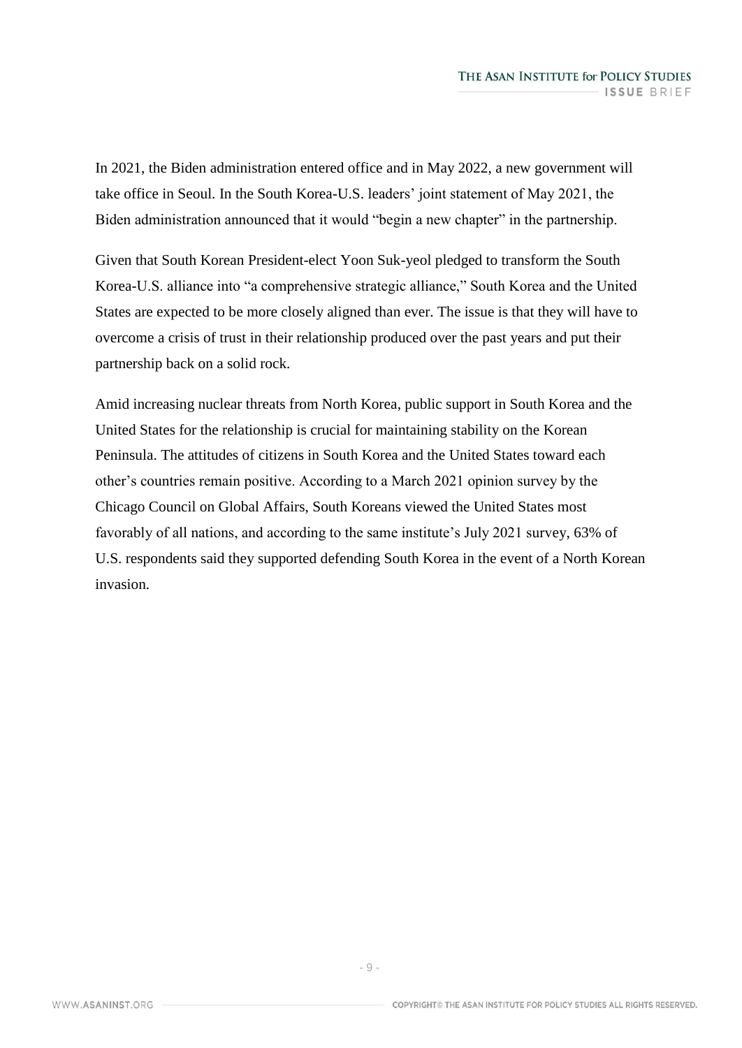In 2021, the Biden administration entered office and in May 2022, a new government will take office in Seoul. In the South Korea-U.S. leaders' joint statement of May 2021, the Biden administration announced that it would "begin a new chapter" in the partnership.

Given that South Korean President-elect Yoon Suk-yeol pledged to transform the South Korea-U.S. alliance into "a comprehensive strategic alliance," South Korea and the United States are expected to be more closely aligned than ever. The issue is that they will have to overcome a crisis of trust in their relationship produced over the past years and put their partnership back on a solid rock.

Amid increasing nuclear threats from North Korea, public support in South Korea and the United States for the relationship is crucial for maintaining stability on the Korean Peninsula. The attitudes of citizens in South Korea and the United States toward each other's countries remain positive. According to a March 2021 opinion survey by the Chicago Council on Global Affairs, South Koreans viewed the United States most favorably of all nations, and according to the same institute's July 2021 survey, 63% of U.S. respondents said they supported defending South Korea in the event of a North Korean invasion.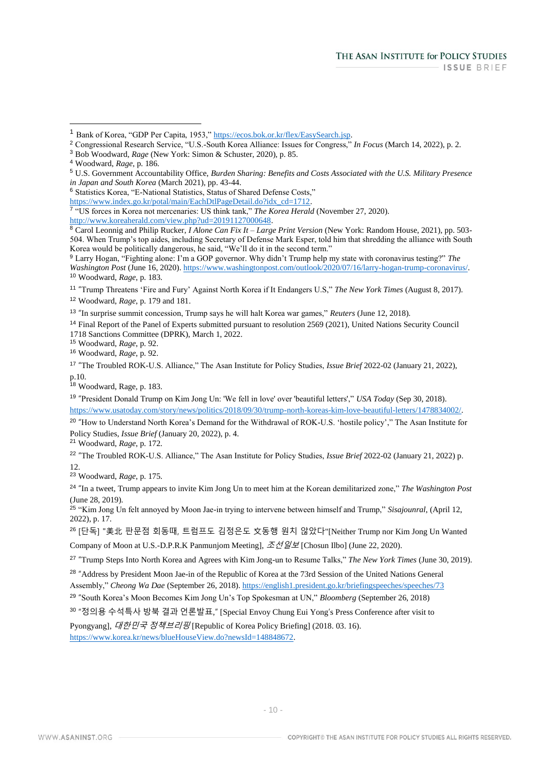[1] Bank of Korea, "GDP Per Capita, 1953," https://ecos.bok.or.kr/flex/EasySearch.jsp.

[2] Congressional Research Service, "U.S.-South Korea Alliance: Issues for Congress," *In Focus* (March 14, 2022), p. 2.

[3] Bob Woodward, *Rage* (New York: Simon & Schuster, 2020), p. 85.

[4] Woodward, *Rage*, p. 186.

[5] U.S. Government Accountability Office, *Burden Sharing: Benefits and Costs Associated with the U.S. Military Presence in Japan and South Korea* (March 2021), pp. 43-44.

[6] Statistics Korea, "E-National Statistics, Status of Shared Defense Costs," https://www.index.go.kr/potal/main/EachDtlPageDetail.do?idx_cd=1712.

[7] "US forces in Korea not mercenaries: US think tank," *The Korea Herald* (November 27, 2020). http://www.koreaherald.com/view.php?ud=20191127000648.

[8] Carol Leonnig and Philip Rucker, *I Alone Can Fix It – Large Print Version* (New York: Random House, 2021), pp. 503-504. When Trump's top aides, including Secretary of Defense Mark Esper, told him that shredding the alliance with South Korea would be politically dangerous, he said, "We'll do it in the second term."

[9] Larry Hogan, "Fighting alone: I'm a GOP governor. Why didn't Trump help my state with coronavirus testing?" *The Washington Post* (June 16, 2020). https://www.washingtonpost.com/outlook/2020/07/16/larry-hogan-trump-coronavirus/.

[10] Woodward, *Rage*, p. 183.

[11] "Trump Threatens 'Fire and Fury' Against North Korea if It Endangers U.S," *The New York Times* (August 8, 2017).

[12] Woodward, *Rage*, p. 179 and 181.

[13] "In surprise summit concession, Trump says he will halt Korea war games," *Reuters* (June 12, 2018).

[14] Final Report of the Panel of Experts submitted pursuant to resolution 2569 (2021), United Nations Security Council 1718 Sanctions Committee (DPRK), March 1, 2022.

[15] Woodward, *Rage*, p. 92.

[16] Woodward, *Rage*, p. 92.

[17] "The Troubled ROK-U.S. Alliance," The Asan Institute for Policy Studies, *Issue Brief* 2022-02 (January 21, 2022), p.10.

[18] Woodward, Rage, p. 183.

[19] "President Donald Trump on Kim Jong Un: 'We fell in love' over 'beautiful letters'," *USA Today* (Sep 30, 2018). https://www.usatoday.com/story/news/politics/2018/09/30/trump-north-koreas-kim-love-beautiful-letters/1478834002/.

[20] "How to Understand North Korea's Demand for the Withdrawal of ROK-U.S. 'hostile policy'," The Asan Institute for Policy Studies, *Issue Brief* (January 20, 2022), p. 4.

[21] Woodward, *Rage*, p. 172.

[22] "The Troubled ROK-U.S. Alliance," The Asan Institute for Policy Studies, *Issue Brief* 2022-02 (January 21, 2022) p. 12.

[23] Woodward, *Rage*, p. 175.

[24] "In a tweet, Trump appears to invite Kim Jong Un to meet him at the Korean demilitarized zone," *The Washington Post* (June 28, 2019).

[25] "Kim Jong Un felt annoyed by Moon Jae-in trying to intervene between himself and Trump," *Sisajounral*, (April 12, 2022), p. 17.

[26] [단독] "美北 판문점 회동때, 트럼프도 김정은도 文동행 원치 않았다"[Neither Trump nor Kim Jong Un Wanted Company of Moon at U.S.-D.P.R.K Panmunjom Meeting], *조선일보* [Chosun Ilbo] (June 22, 2020).

[27] "Trump Steps Into North Korea and Agrees with Kim Jong-un to Resume Talks," *The New York Times* (June 30, 2019).

[28] "Address by President Moon Jae-in of the Republic of Korea at the 73rd Session of the United Nations General Assembly," *Cheong Wa Dae* (September 26, 2018). https://english1.president.go.kr/briefingspeeches/speeches/73

[29] "South Korea's Moon Becomes Kim Jong Un's Top Spokesman at UN," *Bloomberg* (September 26, 2018)

[30] "정의용 수석특사 방북 결과 언론발표," [Special Envoy Chung Eui Yong's Press Conference after visit to Pyongyang], *대한민국 정책브리핑* [Republic of Korea Policy Briefing] (2018. 03. 16). https://www.korea.kr/news/blueHouseView.do?newsId=148848672.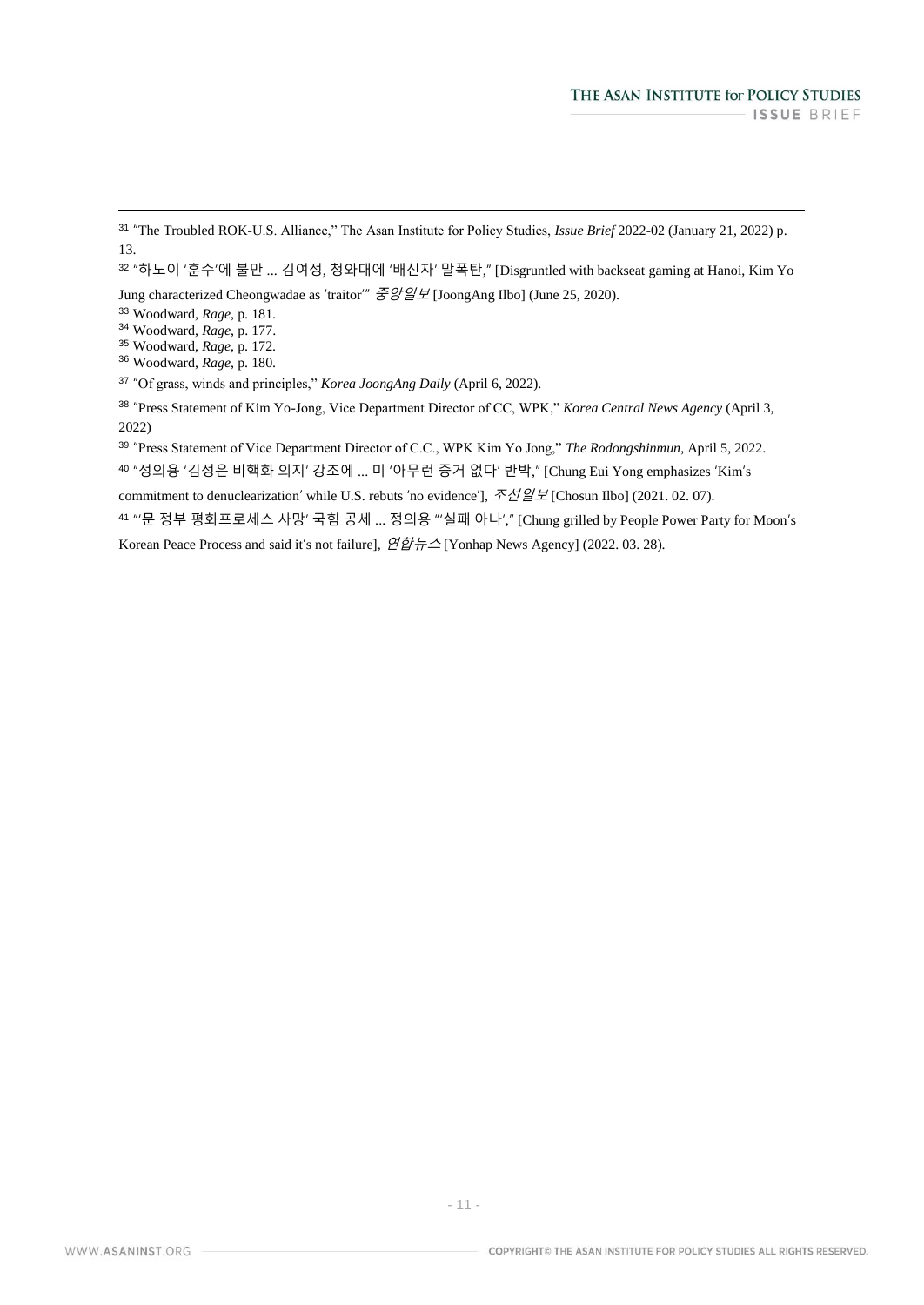[31] "The Troubled ROK-U.S. Alliance," The Asan Institute for Policy Studies, *Issue Brief* 2022-02 (January 21, 2022) p. 13.

[32] "하노이 '훈수'에 불만 ... 김여정, 청와대에 '배신자' 말폭탄," [Disgruntled with backseat gaming at Hanoi, Kim Yo Jung characterized Cheongwadae as 'traitor'" *중앙일보* [JoongAng Ilbo] (June 25, 2020).

[33] Woodward, *Rage*, p. 181.

[34] Woodward, *Rage*, p. 177.

[35] Woodward, *Rage*, p. 172.

[36] Woodward, *Rage*, p. 180.

[37] "Of grass, winds and principles," *Korea JoongAng Daily* (April 6, 2022).

[38] "Press Statement of Kim Yo-Jong, Vice Department Director of CC, WPK," *Korea Central News Agency* (April 3, 2022)

[39] "Press Statement of Vice Department Director of C.C., WPK Kim Yo Jong," *The Rodongshinmun*, April 5, 2022.

[40] "정의용 '김정은 비핵화 의지' 강조에 ... 미 '아무런 증거 없다' 반박," [Chung Eui Yong emphasizes 'Kim's commitment to denuclearization' while U.S. rebuts 'no evidence'], *조선일보* [Chosun Ilbo] (2021. 02. 07).

[41] "'문 정부 평화프로세스 사망' 국힘 공세 ... 정의용 "'실패 아나'," [Chung grilled by People Power Party for Moon's Korean Peace Process and said it's not failure], *연합뉴스* [Yonhap News Agency] (2022. 03. 28).